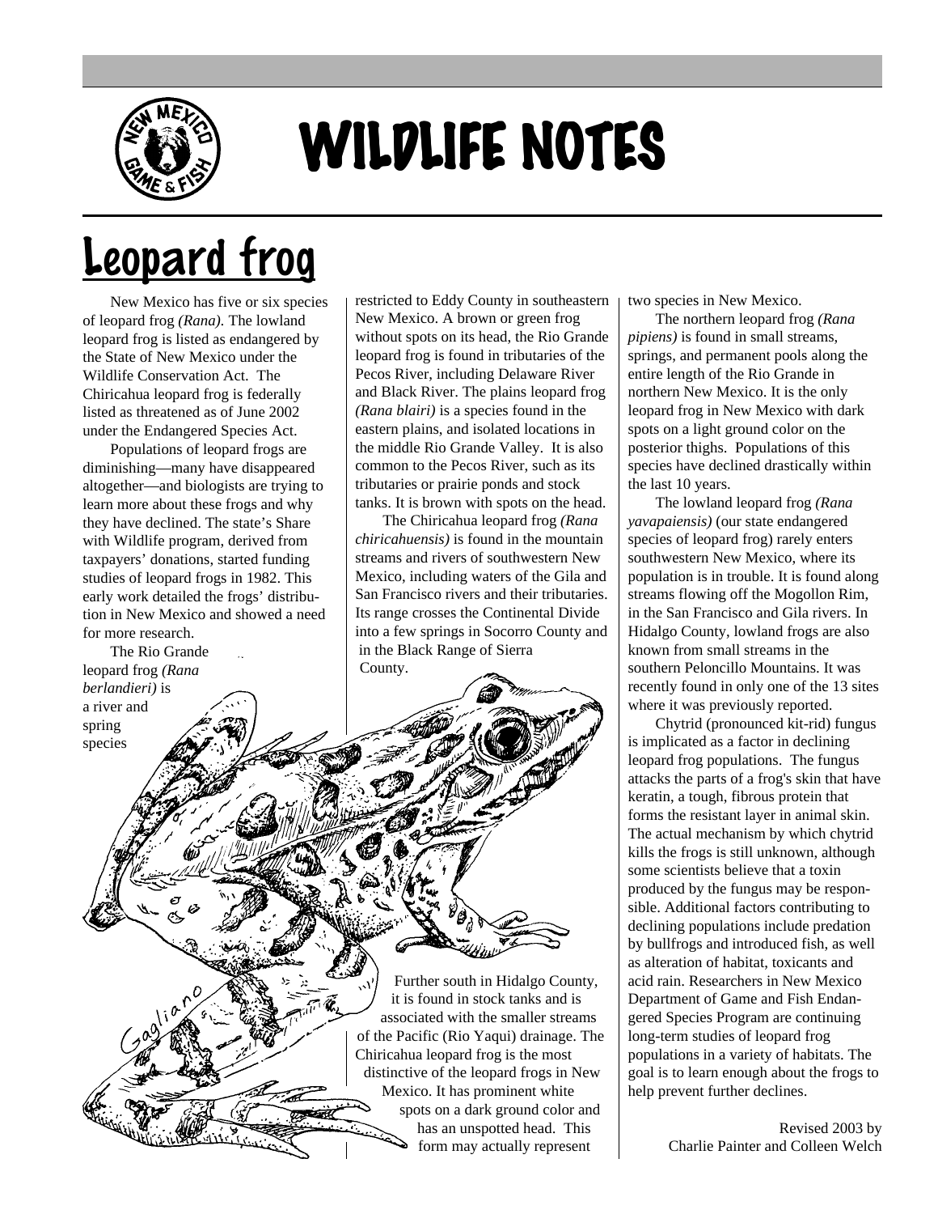# WILDLIFE NOTES

## Leopard frog

New Mexico has five or six species of leopard frog *(Rana)*. The lowland leopard frog is listed as endangered by the State of New Mexico under the Wildlife Conservation Act. The Chiricahua leopard frog is federally listed as threatened as of June 2002 under the Endangered Species Act.

Populations of leopard frogs are diminishing—many have disappeared altogether—and biologists are trying to learn more about these frogs and why they have declined. The state's Share with Wildlife program, derived from taxpayers' donations, started funding studies of leopard frogs in 1982. This early work detailed the frogs' distribution in New Mexico and showed a need for more research.

The Rio Grande leopard frog *(Rana berlandieri)* is a river and spring species restricted to Eddy County in southeastern New Mexico. A brown or green frog without spots on its head, the Rio Grande leopard frog is found in tributaries of the Pecos River, including Delaware River and Black River. The plains leopard frog *(Rana blairi)* is a species found in the eastern plains, and isolated locations in the middle Rio Grande Valley. It is also common to the Pecos River, such as its tributaries or prairie ponds and stock tanks. It is brown with spots on the head.

The Chiricahua leopard frog *(Rana chiricahuensis)* is found in the mountain streams and rivers of southwestern New Mexico, including waters of the Gila and San Francisco rivers and their tributaries. Its range crosses the Continental Divide into a few springs in Socorro County and in the Black Range of Sierra County. Further south in Hidalgo County, it is found in stock tanks and is associated with the smaller streams of the Pacific (Rio Yaqui) drainage. The Chiricahua leopard frog is the most distinctive of the leopard frogs in New Mexico. It has prominent white spots on a dark ground color and has an unspotted head. This form may actually represent two species in New Mexico.

The northern leopard frog *(Rana pipiens)* is found in small streams, springs, and permanent pools along the entire length of the Rio Grande in northern New Mexico. It is the only leopard frog in New Mexico with dark spots on a light ground color on the posterior thighs. Populations of this species have declined drastically within the last 10 years.

The lowland leopard frog *(Rana yavapaiensis)* (our state endangered species of leopard frog) rarely enters southwestern New Mexico, where its population is in trouble. It is found along streams flowing off the Mogollon Rim, in the San Francisco and Gila rivers. In Hidalgo County, lowland frogs are also known from small streams in the southern Peloncillo Mountains. It was recently found in only one of the 13 sites where it was previously reported.

Chytrid (pronounced kit-rid) fungus is implicated as a factor in declining leopard frog populations. The fungus attacks the parts of a frog's skin that have keratin, a tough, fibrous protein that forms the resistant layer in animal skin. The actual mechanism by which chytrid kills the frogs is still unknown, although some scientists believe that a toxin produced by the fungus may be responsible. Additional factors contributing to declining populations include predation by bullfrogs and introduced fish, as well as alteration of habitat, toxicants and acid rain. Researchers in New Mexico Department of Game and Fish Endangered Species Program are continuing long-term studies of leopard frog populations in a variety of habitats. The goal is to learn enough about the frogs to help prevent further declines.

Revised 2003 by
Charlie Painter and Colleen Welch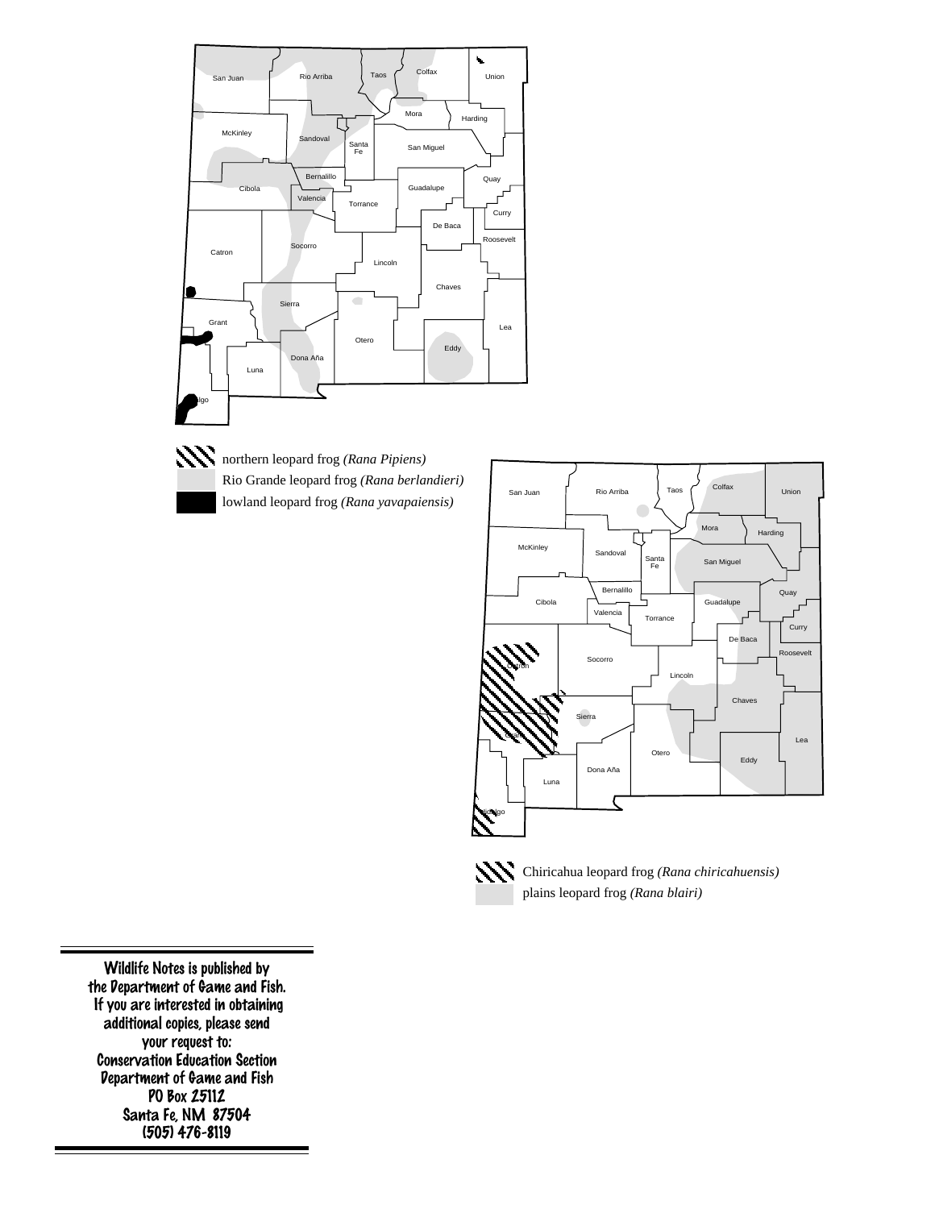San Juan
Rio Arriba
Taos
Colfax
Union
Mora
Harding
McKinley
Sandoval
Santa Fe
San Miguel
Bernalillo
Quay
Cibola
Guadalupe
Valencia
Torrance
Curry
De Baca
Roosevelt
Catron
Socorro
Lincoln
Chaves
Sierra
Grant
Lea
Otero
Eddy
Dona Aña
Luna
Hidalgo

northern leopard frog *(Rana Pipiens)*

Rio Grande leopard frog *(Rana berlandieri)*

lowland leopard frog *(Rana yavapaiensis)*

San Juan
Rio Arriba
Taos
Colfax
Union
Mora
Harding
McKinley
Sandoval
Santa Fe
San Miguel
Bernalillo
Quay
Cibola
Guadalupe
Valencia
Torrance
Curry
De Baca
Roosevelt
Catron
Socorro
Lincoln
Chaves
Sierra
Grant
Lea
Otero
Eddy
Dona Aña
Luna
Hidalgo

Chiricahua leopard frog *(Rana chiricahuensis)*

plains leopard frog *(Rana blairi)*

---

Wildlife Notes is published by the Department of Game and Fish. If you are interested in obtaining additional copies, please send your request to:

Conservation Education Section
Department of Game and Fish
PO Box 25112
Santa Fe, NM 87504
(505) 476-8119